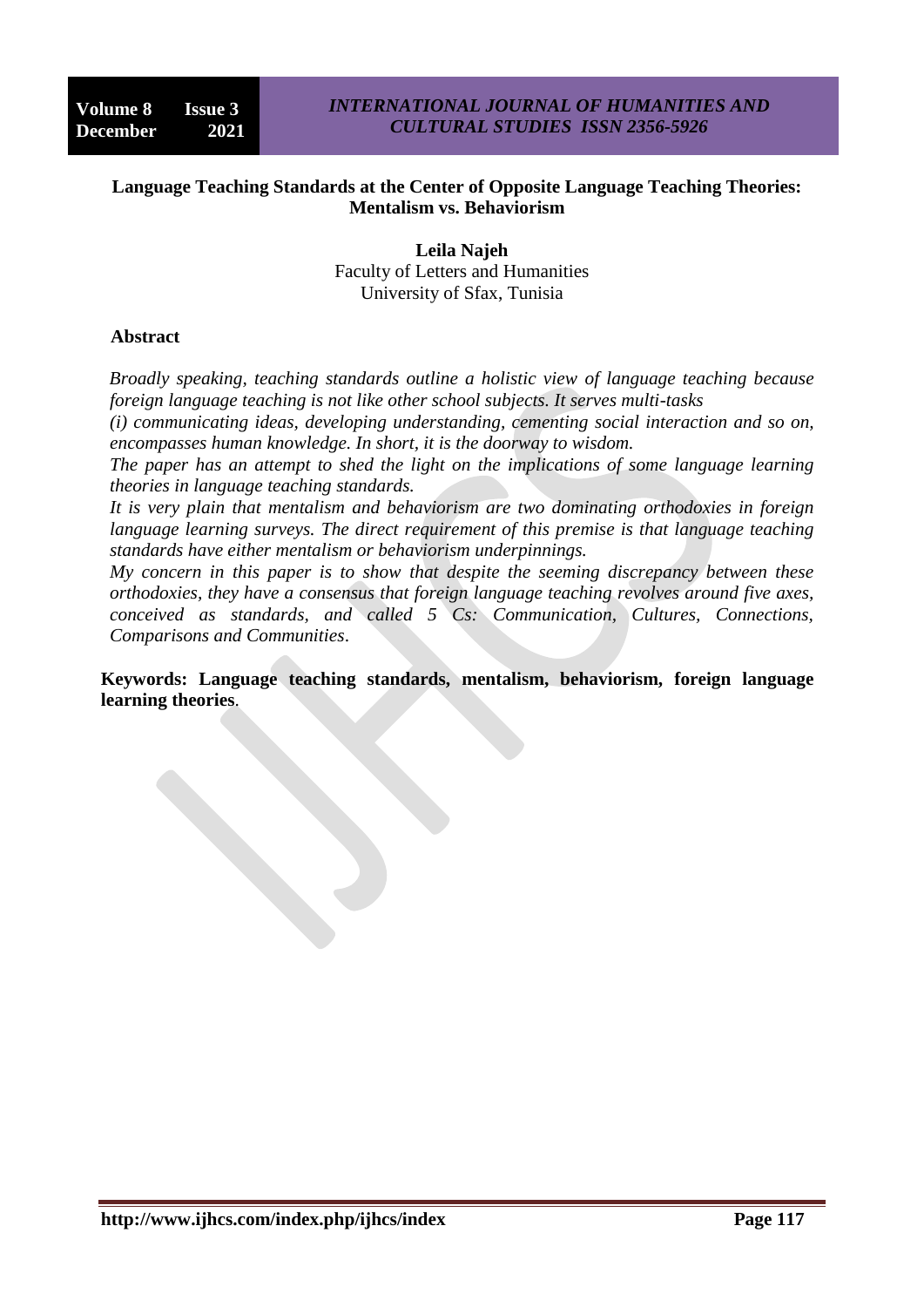# Language Teaching Standards at the Center of Opposite Language Teaching Theories: Mentalism vs. Behaviorism

**Leila Najeh**
Faculty of Letters and Humanities
University of Sfax, Tunisia

## Abstract

*Broadly speaking, teaching standards outline a holistic view of language teaching because foreign language teaching is not like other school subjects. It serves multi-tasks*
*(i) communicating ideas, developing understanding, cementing social interaction and so on, encompasses human knowledge. In short, it is the doorway to wisdom.*
*The paper has an attempt to shed the light on the implications of some language learning theories in language teaching standards.*
*It is very plain that mentalism and behaviorism are two dominating orthodoxies in foreign language learning surveys. The direct requirement of this premise is that language teaching standards have either mentalism or behaviorism underpinnings.*
*My concern in this paper is to show that despite the seeming discrepancy between these orthodoxies, they have a consensus that foreign language teaching revolves around five axes, conceived as standards, and called 5 Cs: Communication, Cultures, Connections, Comparisons and Communities.*

**Keywords: Language teaching standards, mentalism, behaviorism, foreign language learning theories**.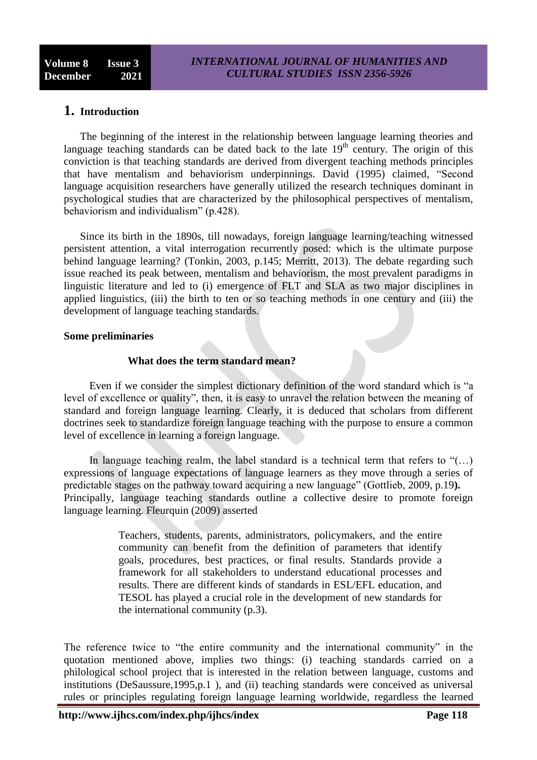# 1. Introduction

The beginning of the interest in the relationship between language learning theories and language teaching standards can be dated back to the late 19th century. The origin of this conviction is that teaching standards are derived from divergent teaching methods principles that have mentalism and behaviorism underpinnings. David (1995) claimed, "Second language acquisition researchers have generally utilized the research techniques dominant in psychological studies that are characterized by the philosophical perspectives of mentalism, behaviorism and individualism" (p.428).

Since its birth in the 1890s, till nowadays, foreign language learning/teaching witnessed persistent attention, a vital interrogation recurrently posed: which is the ultimate purpose behind language learning? (Tonkin, 2003, p.145; Merritt, 2013). The debate regarding such issue reached its peak between, mentalism and behaviorism, the most prevalent paradigms in linguistic literature and led to (i) emergence of FLT and SLA as two major disciplines in applied linguistics, (iii) the birth to ten or so teaching methods in one century and (iii) the development of language teaching standards.

**Some preliminaries**

**What does the term standard mean?**

Even if we consider the simplest dictionary definition of the word standard which is "a level of excellence or quality", then, it is easy to unravel the relation between the meaning of standard and foreign language learning. Clearly, it is deduced that scholars from different doctrines seek to standardize foreign language teaching with the purpose to ensure a common level of excellence in learning a foreign language.

In language teaching realm, the label standard is a technical term that refers to "(…) expressions of language expectations of language learners as they move through a series of predictable stages on the pathway toward acquiring a new language" (Gottlieb, 2009, p.19**).** Principally, language teaching standards outline a collective desire to promote foreign language learning. Fleurquin (2009) asserted

> Teachers, students, parents, administrators, policymakers, and the entire community can benefit from the definition of parameters that identify goals, procedures, best practices, or final results. Standards provide a framework for all stakeholders to understand educational processes and results. There are different kinds of standards in ESL/EFL education, and TESOL has played a crucial role in the development of new standards for the international community (p.3).

The reference twice to "the entire community and the international community" in the quotation mentioned above, implies two things: (i) teaching standards carried on a philological school project that is interested in the relation between language, customs and institutions (DeSaussure,1995,p.1 ), and (ii) teaching standards were conceived as universal rules or principles regulating foreign language learning worldwide, regardless the learned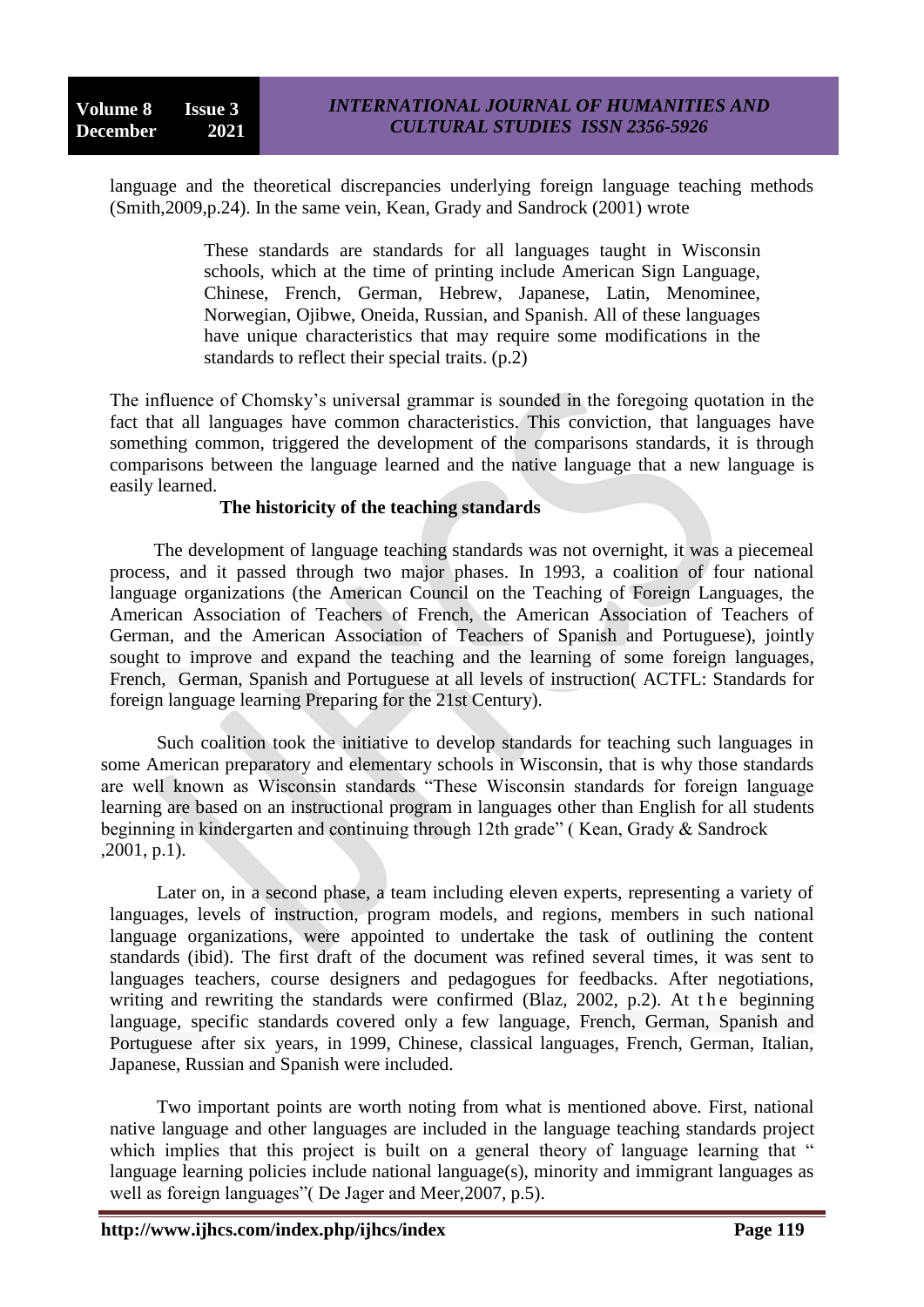language and the theoretical discrepancies underlying foreign language teaching methods (Smith,2009,p.24). In the same vein, Kean, Grady and Sandrock (2001) wrote

> These standards are standards for all languages taught in Wisconsin schools, which at the time of printing include American Sign Language, Chinese, French, German, Hebrew, Japanese, Latin, Menominee, Norwegian, Ojibwe, Oneida, Russian, and Spanish. All of these languages have unique characteristics that may require some modifications in the standards to reflect their special traits. (p.2)

The influence of Chomsky's universal grammar is sounded in the foregoing quotation in the fact that all languages have common characteristics. This conviction, that languages have something common, triggered the development of the comparisons standards, it is through comparisons between the language learned and the native language that a new language is easily learned.

**The historicity of the teaching standards**

The development of language teaching standards was not overnight, it was a piecemeal process, and it passed through two major phases. In 1993, a coalition of four national language organizations (the American Council on the Teaching of Foreign Languages, the American Association of Teachers of French, the American Association of Teachers of German, and the American Association of Teachers of Spanish and Portuguese), jointly sought to improve and expand the teaching and the learning of some foreign languages, French, German, Spanish and Portuguese at all levels of instruction( ACTFL: Standards for foreign language learning Preparing for the 21st Century).

Such coalition took the initiative to develop standards for teaching such languages in some American preparatory and elementary schools in Wisconsin, that is why those standards are well known as Wisconsin standards "These Wisconsin standards for foreign language learning are based on an instructional program in languages other than English for all students beginning in kindergarten and continuing through 12th grade" ( Kean, Grady & Sandrock ,2001, p.1).

Later on, in a second phase, a team including eleven experts, representing a variety of languages, levels of instruction, program models, and regions, members in such national language organizations, were appointed to undertake the task of outlining the content standards (ibid). The first draft of the document was refined several times, it was sent to languages teachers, course designers and pedagogues for feedbacks. After negotiations, writing and rewriting the standards were confirmed (Blaz, 2002, p.2). At the beginning language, specific standards covered only a few language, French, German, Spanish and Portuguese after six years, in 1999, Chinese, classical languages, French, German, Italian, Japanese, Russian and Spanish were included.

Two important points are worth noting from what is mentioned above. First, national native language and other languages are included in the language teaching standards project which implies that this project is built on a general theory of language learning that " language learning policies include national language(s), minority and immigrant languages as well as foreign languages"( De Jager and Meer,2007, p.5).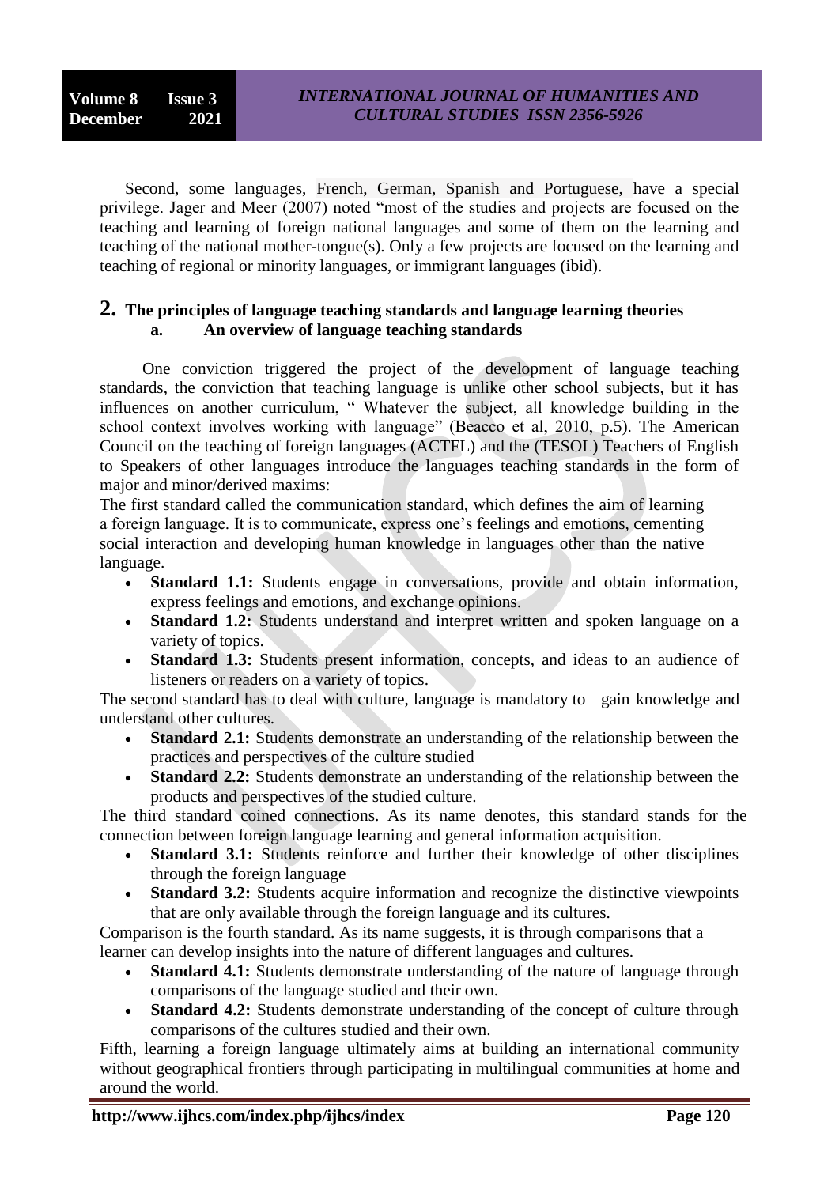Second, some languages, French, German, Spanish and Portuguese, have a special privilege. Jager and Meer (2007) noted "most of the studies and projects are focused on the teaching and learning of foreign national languages and some of them on the learning and teaching of the national mother-tongue(s). Only a few projects are focused on the learning and teaching of regional or minority languages, or immigrant languages (ibid).

## 2. The principles of language teaching standards and language learning theories

### a. An overview of language teaching standards

One conviction triggered the project of the development of language teaching standards, the conviction that teaching language is unlike other school subjects, but it has influences on another curriculum, " Whatever the subject, all knowledge building in the school context involves working with language" (Beacco et al, 2010, p.5). The American Council on the teaching of foreign languages (ACTFL) and the (TESOL) Teachers of English to Speakers of other languages introduce the languages teaching standards in the form of major and minor/derived maxims:

The first standard called the communication standard, which defines the aim of learning a foreign language. It is to communicate, express one's feelings and emotions, cementing social interaction and developing human knowledge in languages other than the native language.

- **Standard 1.1:** Students engage in conversations, provide and obtain information, express feelings and emotions, and exchange opinions.
- **Standard 1.2:** Students understand and interpret written and spoken language on a variety of topics.
- **Standard 1.3:** Students present information, concepts, and ideas to an audience of listeners or readers on a variety of topics.

The second standard has to deal with culture, language is mandatory to gain knowledge and understand other cultures.

- **Standard 2.1:** Students demonstrate an understanding of the relationship between the practices and perspectives of the culture studied
- **Standard 2.2:** Students demonstrate an understanding of the relationship between the products and perspectives of the studied culture.

The third standard coined connections. As its name denotes, this standard stands for the connection between foreign language learning and general information acquisition.

- **Standard 3.1:** Students reinforce and further their knowledge of other disciplines through the foreign language
- **Standard 3.2:** Students acquire information and recognize the distinctive viewpoints that are only available through the foreign language and its cultures.

Comparison is the fourth standard. As its name suggests, it is through comparisons that a learner can develop insights into the nature of different languages and cultures.

- **Standard 4.1:** Students demonstrate understanding of the nature of language through comparisons of the language studied and their own.
- **Standard 4.2:** Students demonstrate understanding of the concept of culture through comparisons of the cultures studied and their own.

Fifth, learning a foreign language ultimately aims at building an international community without geographical frontiers through participating in multilingual communities at home and around the world.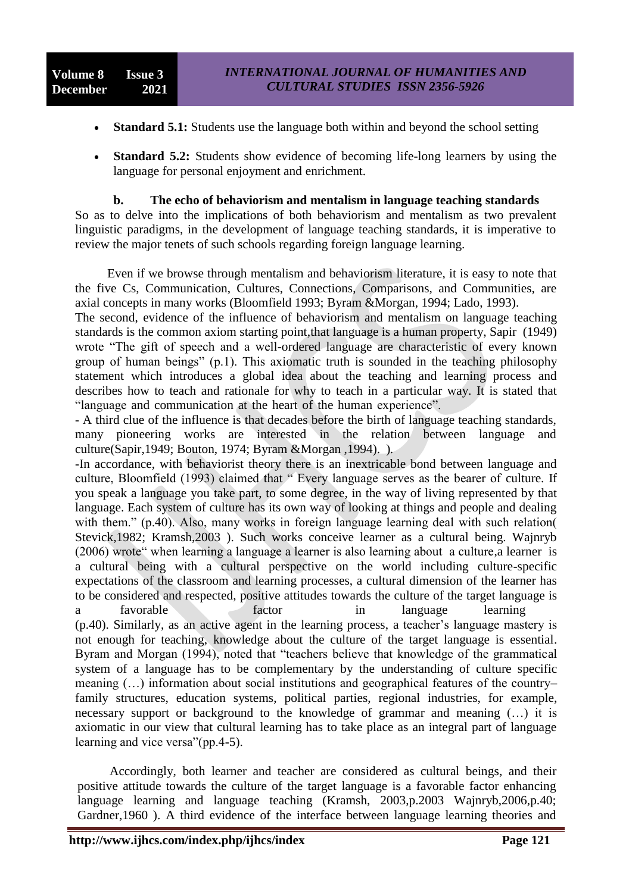- **Standard 5.1:** Students use the language both within and beyond the school setting
- **Standard 5.2:** Students show evidence of becoming life-long learners by using the language for personal enjoyment and enrichment.

### b. The echo of behaviorism and mentalism in language teaching standards

So as to delve into the implications of both behaviorism and mentalism as two prevalent linguistic paradigms, in the development of language teaching standards, it is imperative to review the major tenets of such schools regarding foreign language learning.

Even if we browse through mentalism and behaviorism literature, it is easy to note that the five Cs, Communication, Cultures, Connections, Comparisons, and Communities, are axial concepts in many works (Bloomfield 1993; Byram &Morgan, 1994; Lado, 1993).

The second, evidence of the influence of behaviorism and mentalism on language teaching standards is the common axiom starting point,that language is a human property, Sapir (1949) wrote "The gift of speech and a well-ordered language are characteristic of every known group of human beings" (p.1). This axiomatic truth is sounded in the teaching philosophy statement which introduces a global idea about the teaching and learning process and describes how to teach and rationale for why to teach in a particular way. It is stated that "language and communication at the heart of the human experience".

- A third clue of the influence is that decades before the birth of language teaching standards, many pioneering works are interested in the relation between language and culture(Sapir,1949; Bouton, 1974; Byram &Morgan ,1994). ).

-In accordance, with behaviorist theory there is an inextricable bond between language and culture, Bloomfield (1993) claimed that " Every language serves as the bearer of culture. If you speak a language you take part, to some degree, in the way of living represented by that language. Each system of culture has its own way of looking at things and people and dealing with them." (p.40). Also, many works in foreign language learning deal with such relation( Stevick,1982; Kramsh,2003 ). Such works conceive learner as a cultural being. Wajnryb (2006) wrote" when learning a language a learner is also learning about a culture,a learner is a cultural being with a cultural perspective on the world including culture-specific expectations of the classroom and learning processes, a cultural dimension of the learner has to be considered and respected, positive attitudes towards the culture of the target language is a favorable factor in language learning (p.40). Similarly, as an active agent in the learning process, a teacher's language mastery is not enough for teaching, knowledge about the culture of the target language is essential. Byram and Morgan (1994), noted that "teachers believe that knowledge of the grammatical system of a language has to be complementary by the understanding of culture specific meaning (…) information about social institutions and geographical features of the country– family structures, education systems, political parties, regional industries, for example, necessary support or background to the knowledge of grammar and meaning (…) it is axiomatic in our view that cultural learning has to take place as an integral part of language learning and vice versa"(pp.4-5).

Accordingly, both learner and teacher are considered as cultural beings, and their positive attitude towards the culture of the target language is a favorable factor enhancing language learning and language teaching (Kramsh, 2003,p.2003 Wajnryb,2006,p.40; Gardner,1960 ). A third evidence of the interface between language learning theories and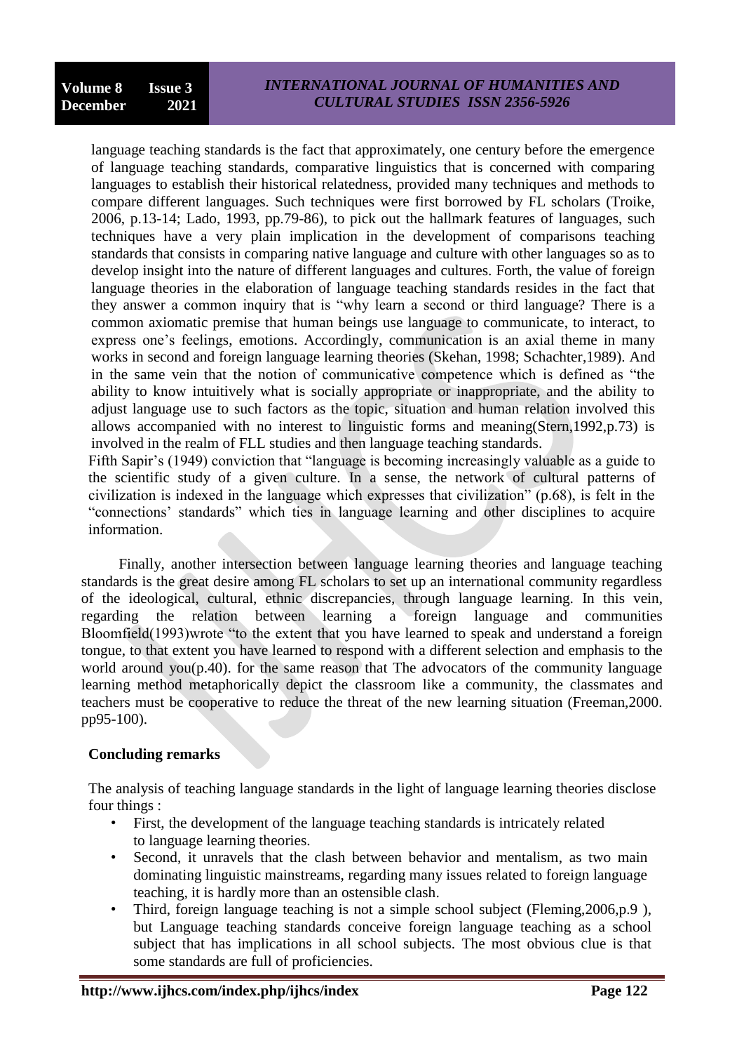language teaching standards is the fact that approximately, one century before the emergence of language teaching standards, comparative linguistics that is concerned with comparing languages to establish their historical relatedness, provided many techniques and methods to compare different languages. Such techniques were first borrowed by FL scholars (Troike, 2006, p.13-14; Lado, 1993, pp.79-86), to pick out the hallmark features of languages, such techniques have a very plain implication in the development of comparisons teaching standards that consists in comparing native language and culture with other languages so as to develop insight into the nature of different languages and cultures. Forth, the value of foreign language theories in the elaboration of language teaching standards resides in the fact that they answer a common inquiry that is "why learn a second or third language? There is a common axiomatic premise that human beings use language to communicate, to interact, to express one's feelings, emotions. Accordingly, communication is an axial theme in many works in second and foreign language learning theories (Skehan, 1998; Schachter,1989). And in the same vein that the notion of communicative competence which is defined as "the ability to know intuitively what is socially appropriate or inappropriate, and the ability to adjust language use to such factors as the topic, situation and human relation involved this allows accompanied with no interest to linguistic forms and meaning(Stern,1992,p.73) is involved in the realm of FLL studies and then language teaching standards.

Fifth Sapir's (1949) conviction that "language is becoming increasingly valuable as a guide to the scientific study of a given culture. In a sense, the network of cultural patterns of civilization is indexed in the language which expresses that civilization" (p.68), is felt in the "connections' standards" which ties in language learning and other disciplines to acquire information.

Finally, another intersection between language learning theories and language teaching standards is the great desire among FL scholars to set up an international community regardless of the ideological, cultural, ethnic discrepancies, through language learning. In this vein, regarding the relation between learning a foreign language and communities Bloomfield(1993)wrote "to the extent that you have learned to speak and understand a foreign tongue, to that extent you have learned to respond with a different selection and emphasis to the world around you(p.40). for the same reason that The advocators of the community language learning method metaphorically depict the classroom like a community, the classmates and teachers must be cooperative to reduce the threat of the new learning situation (Freeman,2000. pp95-100).

## Concluding remarks

The analysis of teaching language standards in the light of language learning theories disclose four things :

- First, the development of the language teaching standards is intricately related to language learning theories.
- Second, it unravels that the clash between behavior and mentalism, as two main dominating linguistic mainstreams, regarding many issues related to foreign language teaching, it is hardly more than an ostensible clash.
- Third, foreign language teaching is not a simple school subject (Fleming,2006,p.9 ), but Language teaching standards conceive foreign language teaching as a school subject that has implications in all school subjects. The most obvious clue is that some standards are full of proficiencies.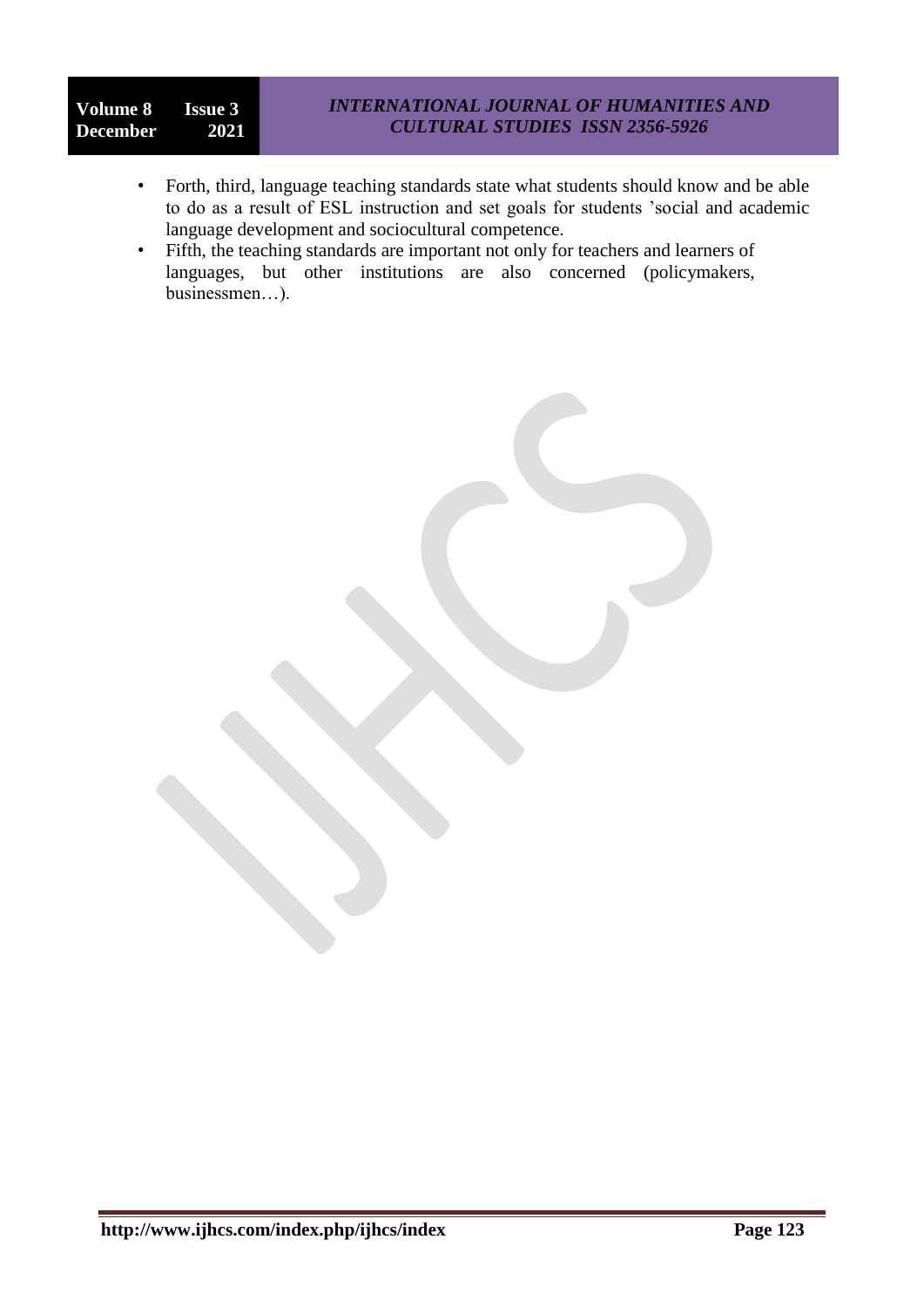- Forth, third, language teaching standards state what students should know and be able to do as a result of ESL instruction and set goals for students 'social and academic language development and sociocultural competence.
- Fifth, the teaching standards are important not only for teachers and learners of languages, but other institutions are also concerned (policymakers, businessmen…).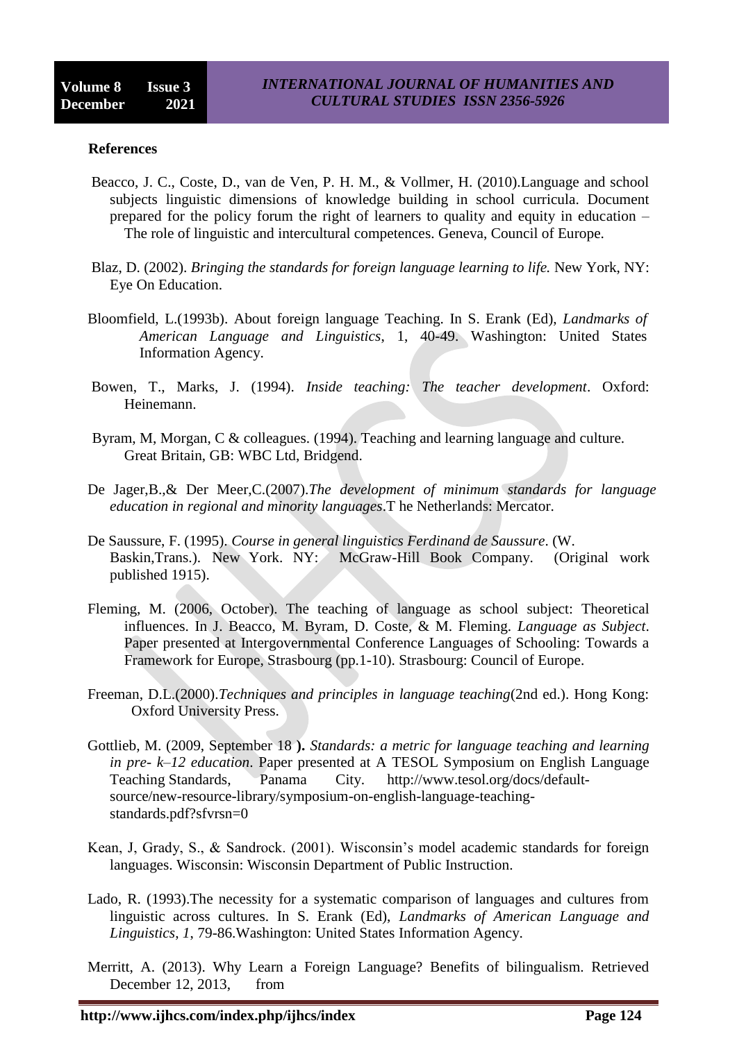**References**

Beacco, J. C., Coste, D., van de Ven, P. H. M., & Vollmer, H. (2010).Language and school subjects linguistic dimensions of knowledge building in school curricula. Document prepared for the policy forum the right of learners to quality and equity in education – The role of linguistic and intercultural competences. Geneva, Council of Europe.

Blaz, D. (2002). *Bringing the standards for foreign language learning to life.* New York, NY: Eye On Education.

Bloomfield, L.(1993b). About foreign language Teaching. In S. Erank (Ed), *Landmarks of American Language and Linguistics*, 1, 40-49. Washington: United States Information Agency.

Bowen, T., Marks, J. (1994). *Inside teaching: The teacher development*. Oxford: Heinemann.

Byram, M, Morgan, C & colleagues. (1994). Teaching and learning language and culture. Great Britain, GB: WBC Ltd, Bridgend.

De Jager,B.,& Der Meer,C.(2007).*The development of minimum standards for language education in regional and minority languages*.T he Netherlands: Mercator.

De Saussure, F. (1995). *Course in general linguistics Ferdinand de Saussure*. (W. Baskin,Trans.). New York. NY: McGraw-Hill Book Company. (Original work published 1915).

Fleming, M. (2006, October). The teaching of language as school subject: Theoretical influences. In J. Beacco, M. Byram, D. Coste, & M. Fleming. *Language as Subject*. Paper presented at Intergovernmental Conference Languages of Schooling: Towards a Framework for Europe, Strasbourg (pp.1-10). Strasbourg: Council of Europe.

Freeman, D.L.(2000).*Techniques and principles in language teaching*(2nd ed.). Hong Kong: Oxford University Press.

Gottlieb, M. (2009, September 18 **).** *Standards: a metric for language teaching and learning in pre- k–12 education*. Paper presented at A TESOL Symposium on English Language Teaching Standards, Panama City. http://www.tesol.org/docs/default-source/new-resource-library/symposium-on-english-language-teaching-standards.pdf?sfvrsn=0

Kean, J, Grady, S., & Sandrock. (2001). Wisconsin's model academic standards for foreign languages. Wisconsin: Wisconsin Department of Public Instruction.

Lado, R. (1993).The necessity for a systematic comparison of languages and cultures from linguistic across cultures. In S. Erank (Ed), *Landmarks of American Language and Linguistics*, *1*, 79-86.Washington: United States Information Agency.

Merritt, A. (2013). Why Learn a Foreign Language? Benefits of bilingualism. Retrieved December 12, 2013, from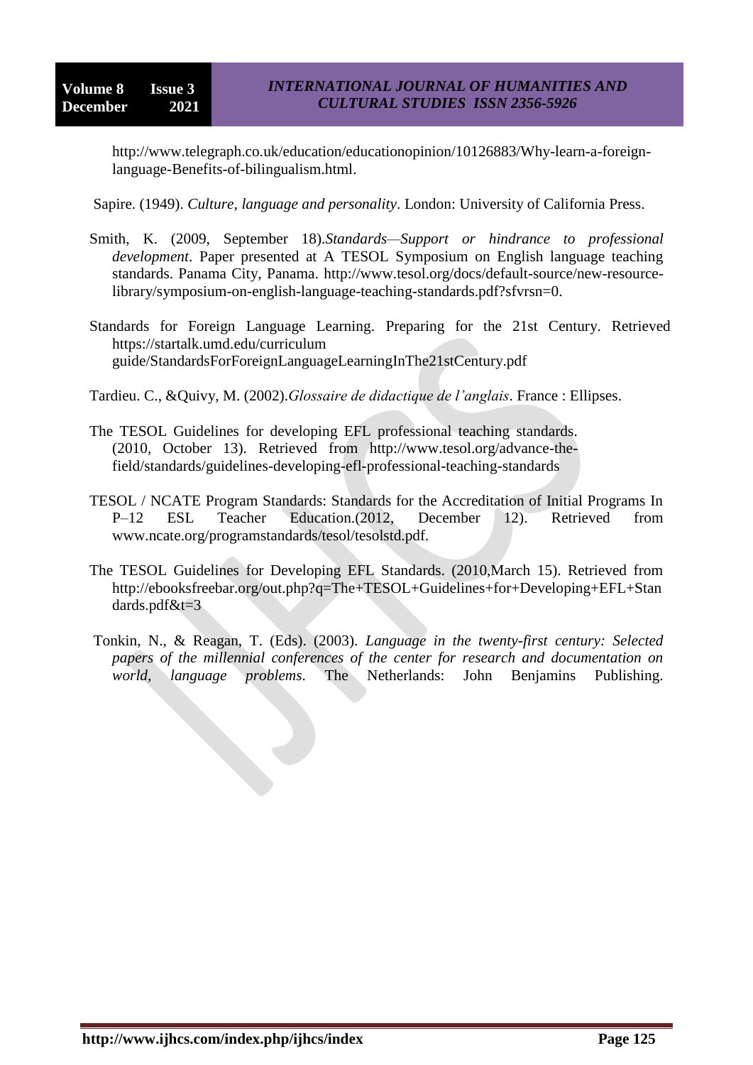http://www.telegraph.co.uk/education/educationopinion/10126883/Why-learn-a-foreign-language-Benefits-of-bilingualism.html.

Sapire. (1949). *Culture, language and personality*. London: University of California Press.

Smith, K. (2009, September 18).*Standards—Support or hindrance to professional development*. Paper presented at A TESOL Symposium on English language teaching standards. Panama City, Panama. http://www.tesol.org/docs/default-source/new-resource-library/symposium-on-english-language-teaching-standards.pdf?sfvrsn=0.

Standards for Foreign Language Learning. Preparing for the 21st Century. Retrieved https://startalk.umd.edu/curriculum guide/StandardsForForeignLanguageLearningInThe21stCentury.pdf

Tardieu. C., &Quivy, M. (2002).*Glossaire de didactique de l'anglais*. France : Ellipses.

The TESOL Guidelines for developing EFL professional teaching standards. (2010, October 13). Retrieved from http://www.tesol.org/advance-the-field/standards/guidelines-developing-efl-professional-teaching-standards

TESOL / NCATE Program Standards: Standards for the Accreditation of Initial Programs In P–12 ESL Teacher Education.(2012, December 12). Retrieved from www.ncate.org/programstandards/tesol/tesolstd.pdf.

The TESOL Guidelines for Developing EFL Standards. (2010,March 15). Retrieved from http://ebooksfreebar.org/out.php?q=The+TESOL+Guidelines+for+Developing+EFL+Standards.pdf&t=3

Tonkin, N., & Reagan, T. (Eds). (2003). *Language in the twenty-first century: Selected papers of the millennial conferences of the center for research and documentation on world, language problems*. The Netherlands: John Benjamins Publishing.